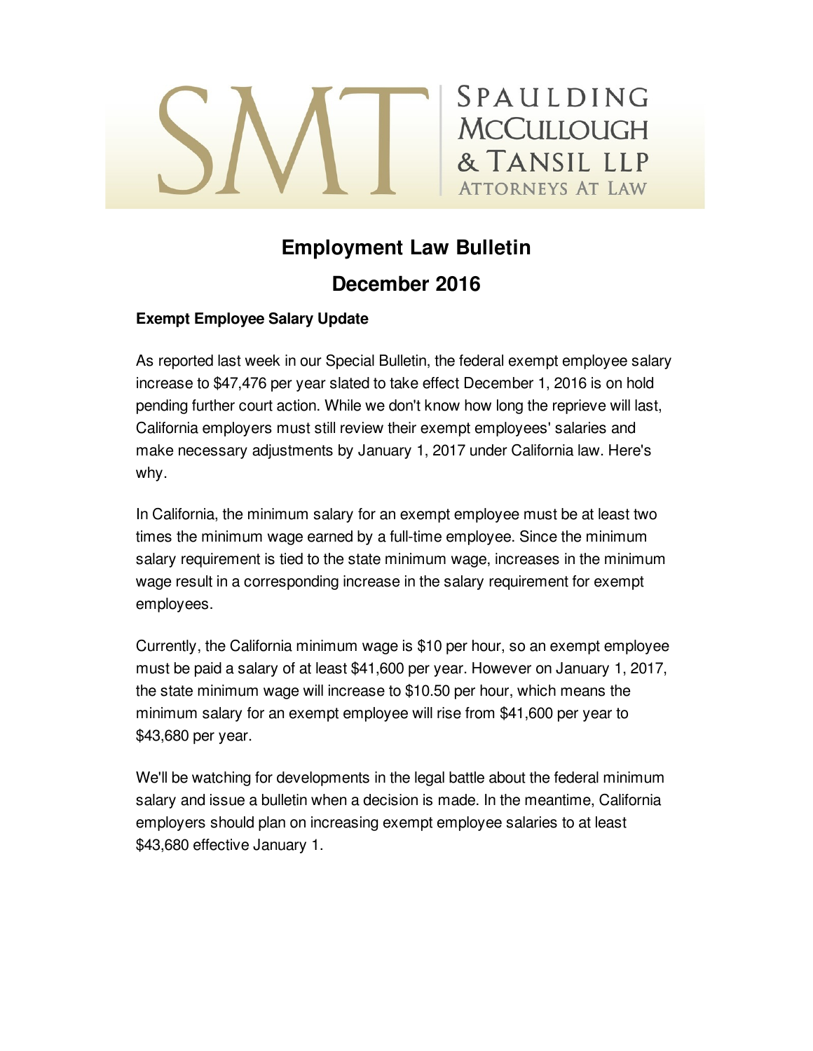SMT | SPAULDING McCULLOUGH & TANSIL LLP
ATTORNEYS AT LAW

# Employment Law Bulletin

## December 2016

**Exempt Employee Salary Update**

As reported last week in our Special Bulletin, the federal exempt employee salary increase to $47,476 per year slated to take effect December 1, 2016 is on hold pending further court action. While we don't know how long the reprieve will last, California employers must still review their exempt employees' salaries and make necessary adjustments by January 1, 2017 under California law. Here's why.

In California, the minimum salary for an exempt employee must be at least two times the minimum wage earned by a full-time employee. Since the minimum salary requirement is tied to the state minimum wage, increases in the minimum wage result in a corresponding increase in the salary requirement for exempt employees.

Currently, the California minimum wage is $10 per hour, so an exempt employee must be paid a salary of at least $41,600 per year. However on January 1, 2017, the state minimum wage will increase to $10.50 per hour, which means the minimum salary for an exempt employee will rise from $41,600 per year to $43,680 per year.

We'll be watching for developments in the legal battle about the federal minimum salary and issue a bulletin when a decision is made. In the meantime, California employers should plan on increasing exempt employee salaries to at least $43,680 effective January 1.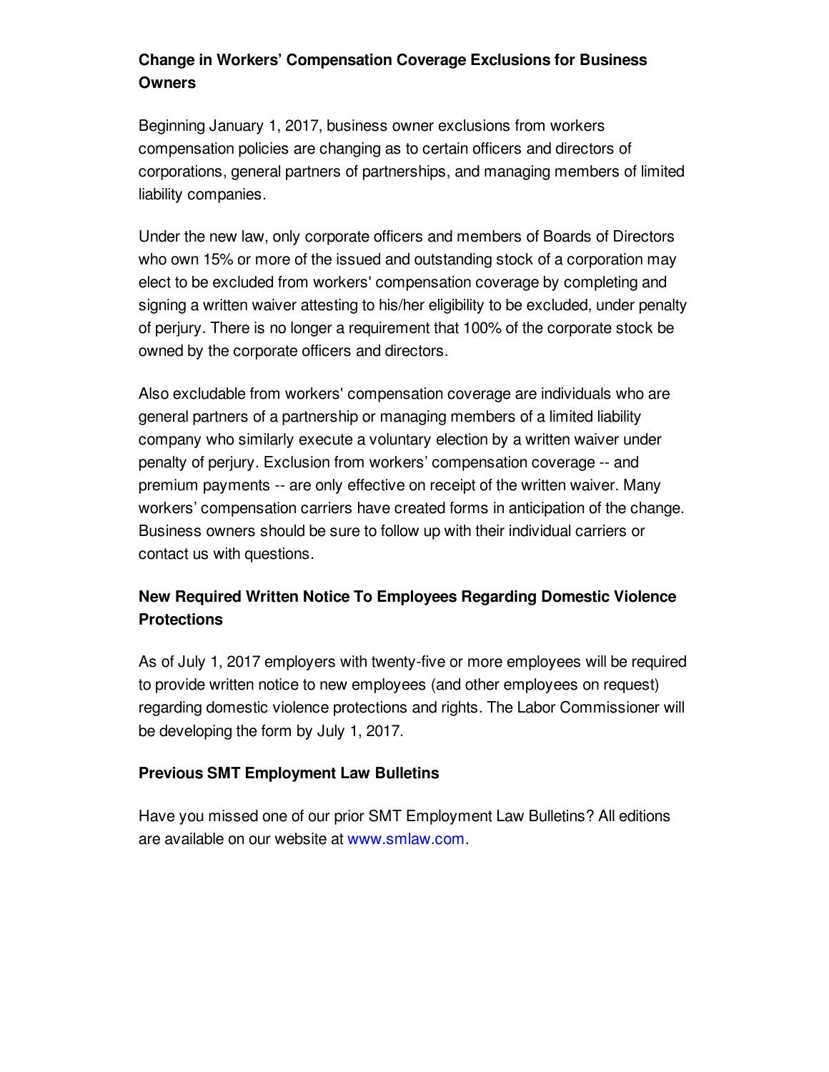### Change in Workers’ Compensation Coverage Exclusions for Business Owners

Beginning January 1, 2017, business owner exclusions from workers compensation policies are changing as to certain officers and directors of corporations, general partners of partnerships, and managing members of limited liability companies.

Under the new law, only corporate officers and members of Boards of Directors who own 15% or more of the issued and outstanding stock of a corporation may elect to be excluded from workers' compensation coverage by completing and signing a written waiver attesting to his/her eligibility to be excluded, under penalty of perjury. There is no longer a requirement that 100% of the corporate stock be owned by the corporate officers and directors.

Also excludable from workers' compensation coverage are individuals who are general partners of a partnership or managing members of a limited liability company who similarly execute a voluntary election by a written waiver under penalty of perjury. Exclusion from workers’ compensation coverage -- and premium payments -- are only effective on receipt of the written waiver. Many workers’ compensation carriers have created forms in anticipation of the change. Business owners should be sure to follow up with their individual carriers or contact us with questions.

### New Required Written Notice To Employees Regarding Domestic Violence Protections

As of July 1, 2017 employers with twenty-five or more employees will be required to provide written notice to new employees (and other employees on request) regarding domestic violence protections and rights. The Labor Commissioner will be developing the form by July 1, 2017.

### Previous SMT Employment Law Bulletins

Have you missed one of our prior SMT Employment Law Bulletins? All editions are available on our website at [www.smlaw.com](http://www.smlaw.com).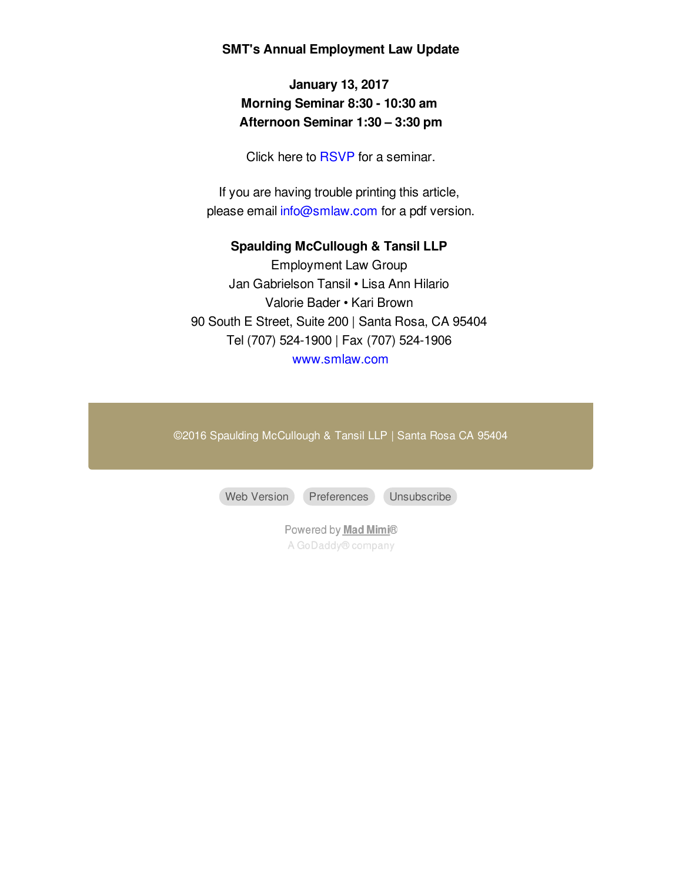**SMT's Annual Employment Law Update**

**January 13, 2017**
**Morning Seminar 8:30 - 10:30 am**
**Afternoon Seminar 1:30 – 3:30 pm**

Click here to RSVP for a seminar.

If you are having trouble printing this article,
please email info@smlaw.com for a pdf version.

**Spaulding McCullough & Tansil LLP**
Employment Law Group
Jan Gabrielson Tansil • Lisa Ann Hilario
Valorie Bader • Kari Brown
90 South E Street, Suite 200 | Santa Rosa, CA 95404
Tel (707) 524-1900 | Fax (707) 524-1906
www.smlaw.com

©2016 Spaulding McCullough & Tansil LLP | Santa Rosa CA 95404

Web Version Preferences Unsubscribe

Powered by **Mad Mimi**®
A GoDaddy® company